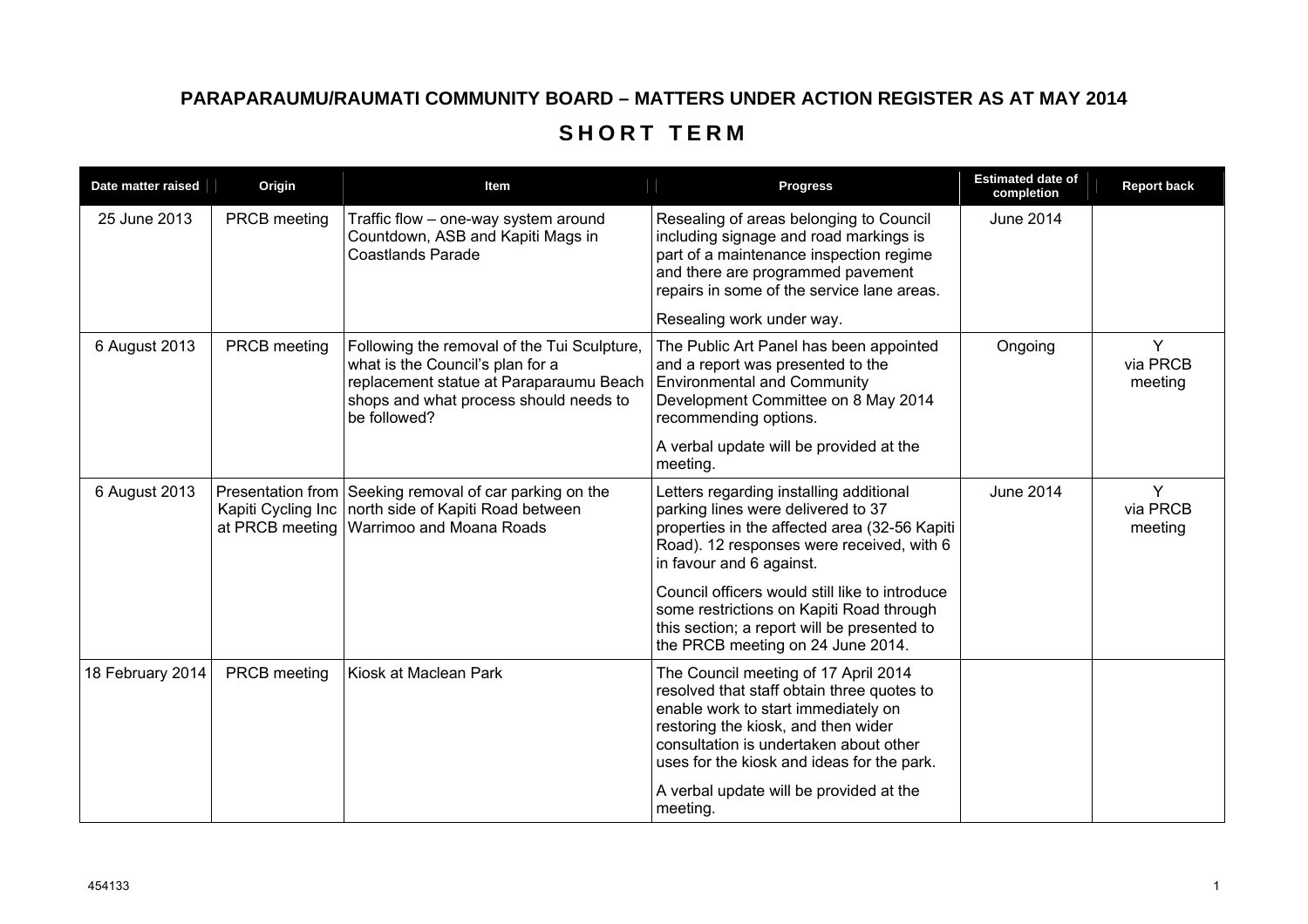# PARAPARAUMU/RAUMATI COMMUNITY BOARD – MATTERS UNDER ACTION REGISTER AS AT MAY 2014

## SHORT TERM

| Date matter raised | Origin | Item | Progress | Estimated date of completion | Report back |
|---|---|---|---|---|---|
| 25 June 2013 | PRCB meeting | Traffic flow – one-way system around Countdown, ASB and Kapiti Mags in Coastlands Parade | Resealing of areas belonging to Council including signage and road markings is part of a maintenance inspection regime and there are programmed pavement repairs in some of the service lane areas.<br><br>Resealing work under way. | June 2014 | |
| 6 August 2013 | PRCB meeting | Following the removal of the Tui Sculpture, what is the Council's plan for a replacement statue at Paraparaumu Beach shops and what process should needs to be followed? | The Public Art Panel has been appointed and a report was presented to the Environmental and Community Development Committee on 8 May 2014 recommending options.<br><br>A verbal update will be provided at the meeting. | Ongoing | Y via PRCB meeting |
| 6 August 2013 | Presentation from Kapiti Cycling Inc at PRCB meeting | Seeking removal of car parking on the north side of Kapiti Road between Warrimoo and Moana Roads | Letters regarding installing additional parking lines were delivered to 37 properties in the affected area (32-56 Kapiti Road). 12 responses were received, with 6 in favour and 6 against.<br><br>Council officers would still like to introduce some restrictions on Kapiti Road through this section; a report will be presented to the PRCB meeting on 24 June 2014. | June 2014 | Y via PRCB meeting |
| 18 February 2014 | PRCB meeting | Kiosk at Maclean Park | The Council meeting of 17 April 2014 resolved that staff obtain three quotes to enable work to start immediately on restoring the kiosk, and then wider consultation is undertaken about other uses for the kiosk and ideas for the park.<br><br>A verbal update will be provided at the meeting. | | |

454133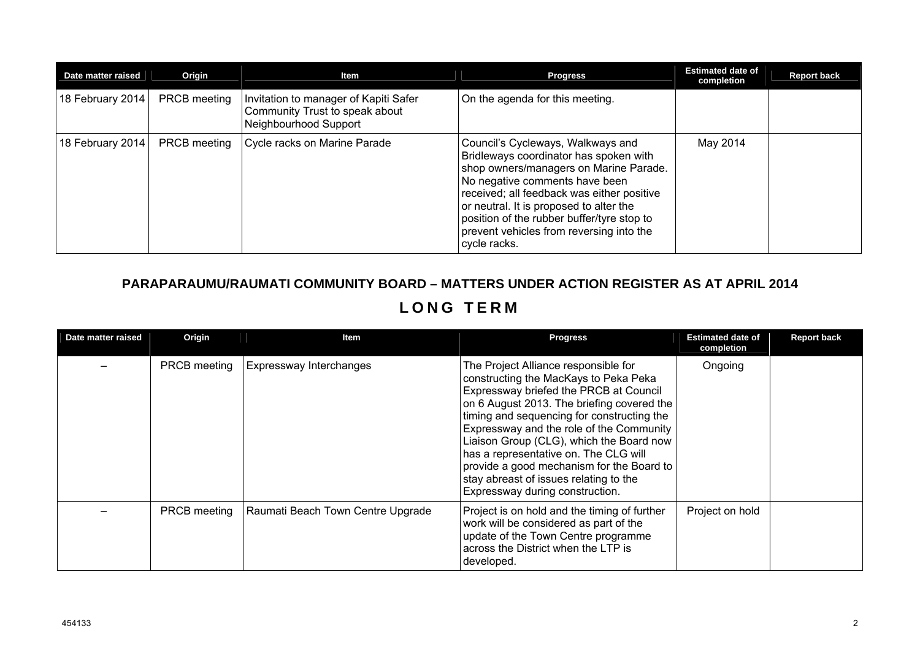| Date matter raised | Origin | Item | Progress | Estimated date of completion | Report back |
|---|---|---|---|---|---|
| 18 February 2014 | PRCB meeting | Invitation to manager of Kapiti Safer Community Trust to speak about Neighbourhood Support | On the agenda for this meeting. | | |
| 18 February 2014 | PRCB meeting | Cycle racks on Marine Parade | Council's Cycleways, Walkways and Bridleways coordinator has spoken with shop owners/managers on Marine Parade. No negative comments have been received; all feedback was either positive or neutral. It is proposed to alter the position of the rubber buffer/tyre stop to prevent vehicles from reversing into the cycle racks. | May 2014 | |

## PARAPARAUMU/RAUMATI COMMUNITY BOARD – MATTERS UNDER ACTION REGISTER AS AT APRIL 2014

# LONG TERM

| Date matter raised | Origin | Item | Progress | Estimated date of completion | Report back |
|---|---|---|---|---|---|
| – | PRCB meeting | Expressway Interchanges | The Project Alliance responsible for constructing the MacKays to Peka Peka Expressway briefed the PRCB at Council on 6 August 2013. The briefing covered the timing and sequencing for constructing the Expressway and the role of the Community Liaison Group (CLG), which the Board now has a representative on. The CLG will provide a good mechanism for the Board to stay abreast of issues relating to the Expressway during construction. | Ongoing | |
| – | PRCB meeting | Raumati Beach Town Centre Upgrade | Project is on hold and the timing of further work will be considered as part of the update of the Town Centre programme across the District when the LTP is developed. | Project on hold | |

454133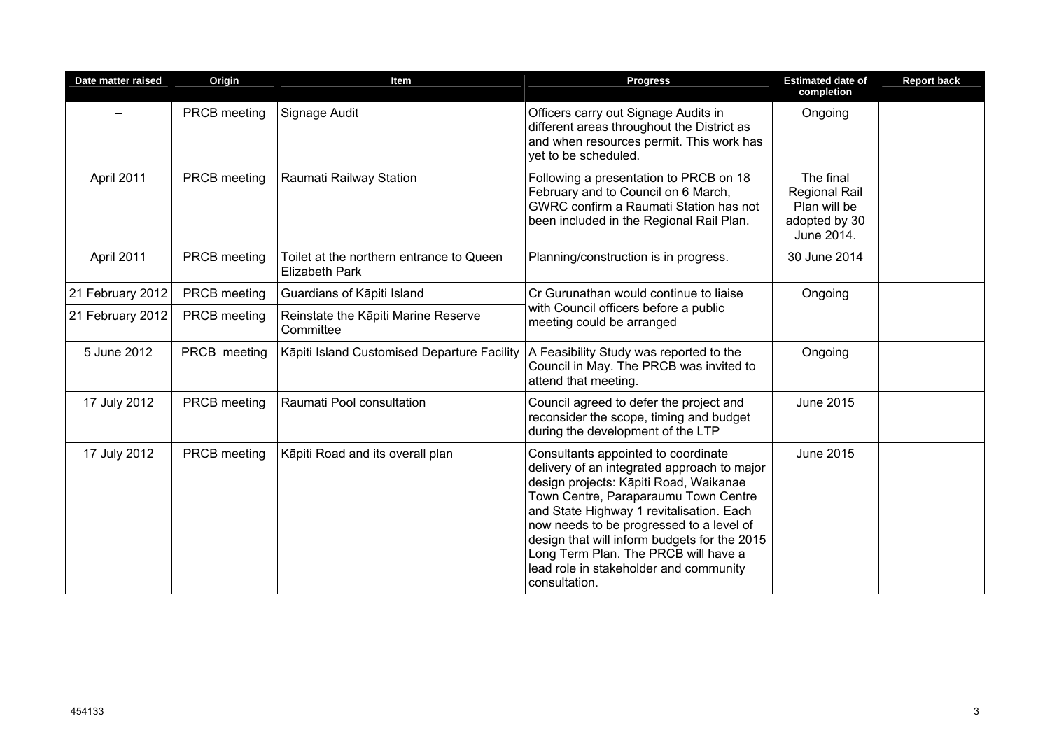| Date matter raised | Origin | Item | Progress | Estimated date of completion | Report back |
|---|---|---|---|---|---|
| – | PRCB meeting | Signage Audit | Officers carry out Signage Audits in different areas throughout the District as and when resources permit. This work has yet to be scheduled. | Ongoing | |
| April 2011 | PRCB meeting | Raumati Railway Station | Following a presentation to PRCB on 18 February and to Council on 6 March, GWRC confirm a Raumati Station has not been included in the Regional Rail Plan. | The final Regional Rail Plan will be adopted by 30 June 2014. | |
| April 2011 | PRCB meeting | Toilet at the northern entrance to Queen Elizabeth Park | Planning/construction is in progress. | 30 June 2014 | |
| 21 February 2012 | PRCB meeting | Guardians of Kāpiti Island | Cr Gurunathan would continue to liaise with Council officers before a public meeting could be arranged | Ongoing | |
| 21 February 2012 | PRCB meeting | Reinstate the Kāpiti Marine Reserve Committee | | | |
| 5 June 2012 | PRCB meeting | Kāpiti Island Customised Departure Facility | A Feasibility Study was reported to the Council in May. The PRCB was invited to attend that meeting. | Ongoing | |
| 17 July 2012 | PRCB meeting | Raumati Pool consultation | Council agreed to defer the project and reconsider the scope, timing and budget during the development of the LTP | June 2015 | |
| 17 July 2012 | PRCB meeting | Kāpiti Road and its overall plan | Consultants appointed to coordinate delivery of an integrated approach to major design projects: Kāpiti Road, Waikanae Town Centre, Paraparaumu Town Centre and State Highway 1 revitalisation. Each now needs to be progressed to a level of design that will inform budgets for the 2015 Long Term Plan. The PRCB will have a lead role in stakeholder and community consultation. | June 2015 | |

454133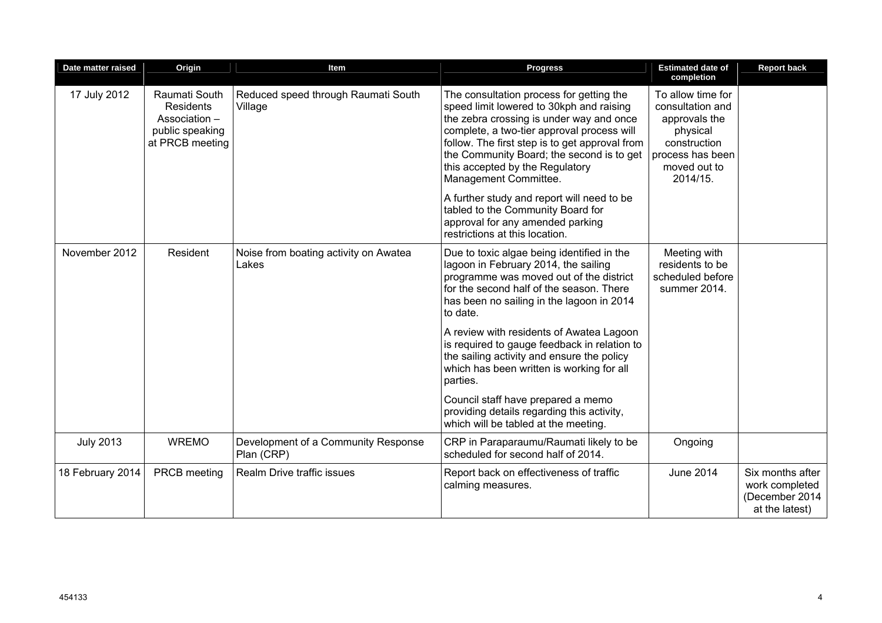| Date matter raised | Origin | Item | Progress | Estimated date of completion | Report back |
|---|---|---|---|---|---|
| 17 July 2012 | Raumati South Residents Association – public speaking at PRCB meeting | Reduced speed through Raumati South Village | The consultation process for getting the speed limit lowered to 30kph and raising the zebra crossing is under way and once complete, a two-tier approval process will follow. The first step is to get approval from the Community Board; the second is to get this accepted by the Regulatory Management Committee.<br><br>A further study and report will need to be tabled to the Community Board for approval for any amended parking restrictions at this location. | To allow time for consultation and approvals the physical construction process has been moved out to 2014/15. | |
| November 2012 | Resident | Noise from boating activity on Awatea Lakes | Due to toxic algae being identified in the lagoon in February 2014, the sailing programme was moved out of the district for the second half of the season. There has been no sailing in the lagoon in 2014 to date.<br><br>A review with residents of Awatea Lagoon is required to gauge feedback in relation to the sailing activity and ensure the policy which has been written is working for all parties.<br><br>Council staff have prepared a memo providing details regarding this activity, which will be tabled at the meeting. | Meeting with residents to be scheduled before summer 2014. | |
| July 2013 | WREMO | Development of a Community Response Plan (CRP) | CRP in Paraparaumu/Raumati likely to be scheduled for second half of 2014. | Ongoing | |
| 18 February 2014 | PRCB meeting | Realm Drive traffic issues | Report back on effectiveness of traffic calming measures. | June 2014 | Six months after work completed (December 2014 at the latest) |

454133